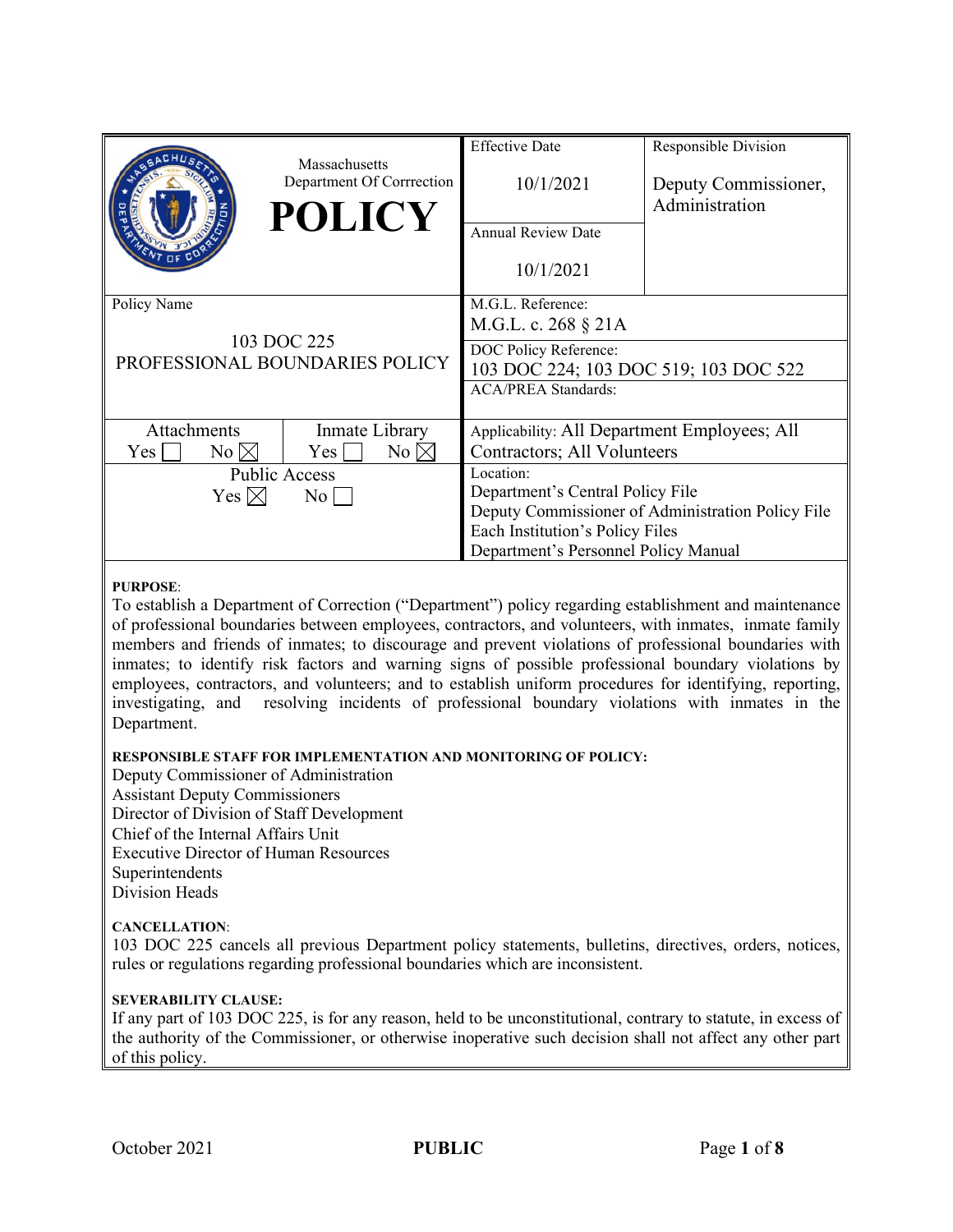| Massachusetts Department Of Corrrection **POLICY** | | Effective Date 10/1/2021 | Responsible Division Deputy Commissioner, Administration |
|---|---|---|---|
| | | Annual Review Date 10/1/2021 | |
| Policy Name 103 DOC 225 PROFESSIONAL BOUNDARIES POLICY | | M.G.L. Reference: M.G.L. c. 268 § 21A | |
| | | DOC Policy Reference: 103 DOC 224; 103 DOC 519; 103 DOC 522 | |
| | | ACA/PREA Standards: | |
| Attachments Yes ☐ No ☒ | Inmate Library Yes ☐ No ☒ | Applicability: All Department Employees; All Contractors; All Volunteers | |
| Public Access Yes ☒ No ☐ | | Location: Department's Central Policy File Deputy Commissioner of Administration Policy File Each Institution's Policy Files Department's Personnel Policy Manual | |

**PURPOSE**:

To establish a Department of Correction ("Department") policy regarding establishment and maintenance of professional boundaries between employees, contractors, and volunteers, with inmates, inmate family members and friends of inmates; to discourage and prevent violations of professional boundaries with inmates; to identify risk factors and warning signs of possible professional boundary violations by employees, contractors, and volunteers; and to establish uniform procedures for identifying, reporting, investigating, and resolving incidents of professional boundary violations with inmates in the Department.

**RESPONSIBLE STAFF FOR IMPLEMENTATION AND MONITORING OF POLICY:**

Deputy Commissioner of Administration
Assistant Deputy Commissioners
Director of Division of Staff Development
Chief of the Internal Affairs Unit
Executive Director of Human Resources
Superintendents
Division Heads

**CANCELLATION**:

103 DOC 225 cancels all previous Department policy statements, bulletins, directives, orders, notices, rules or regulations regarding professional boundaries which are inconsistent.

**SEVERABILITY CLAUSE:**

If any part of 103 DOC 225, is for any reason, held to be unconstitutional, contrary to statute, in excess of the authority of the Commissioner, or otherwise inoperative such decision shall not affect any other part of this policy.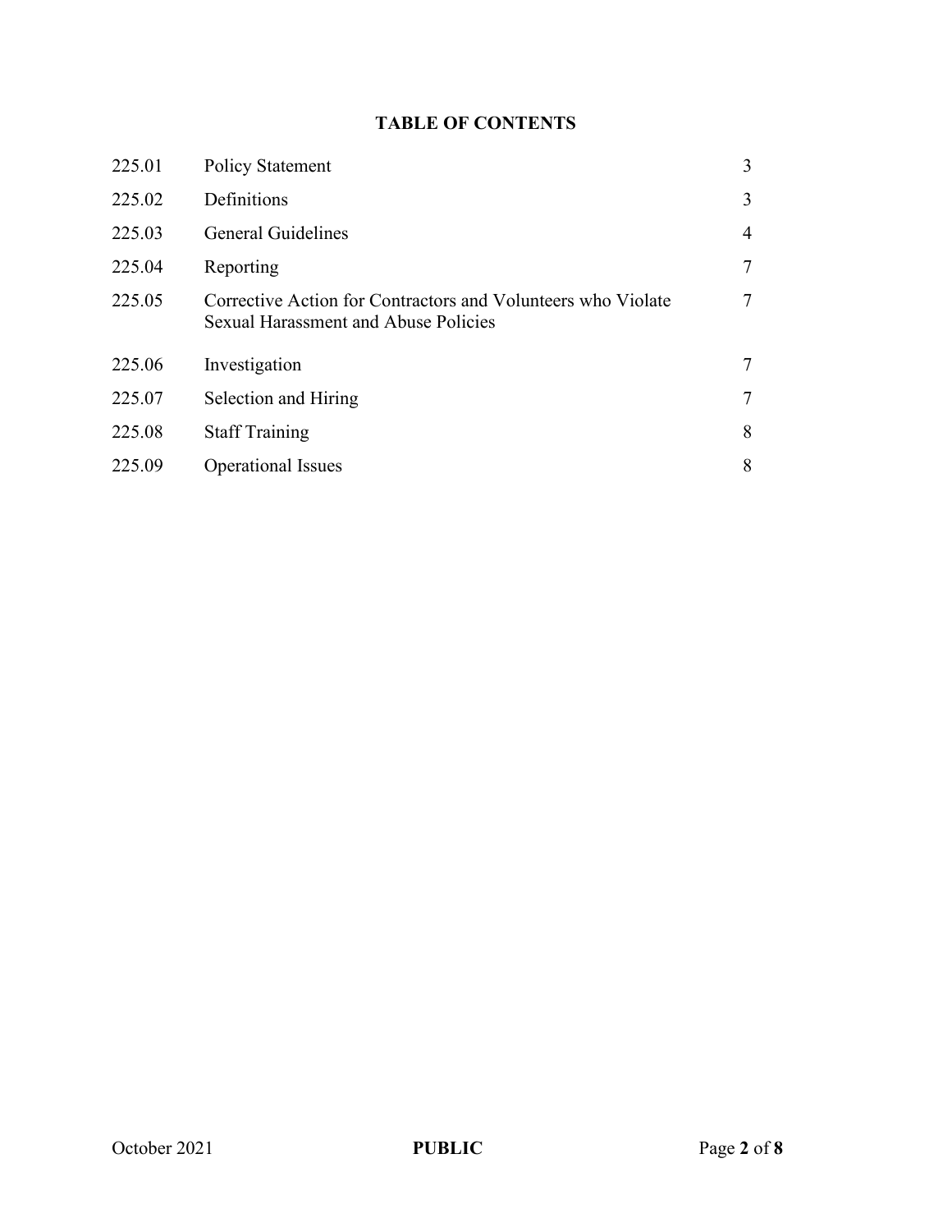## TABLE OF CONTENTS

| | | |
|---|---|---|
| 225.01 | Policy Statement | 3 |
| 225.02 | Definitions | 3 |
| 225.03 | General Guidelines | 4 |
| 225.04 | Reporting | 7 |
| 225.05 | Corrective Action for Contractors and Volunteers who Violate Sexual Harassment and Abuse Policies | 7 |
| 225.06 | Investigation | 7 |
| 225.07 | Selection and Hiring | 7 |
| 225.08 | Staff Training | 8 |
| 225.09 | Operational Issues | 8 |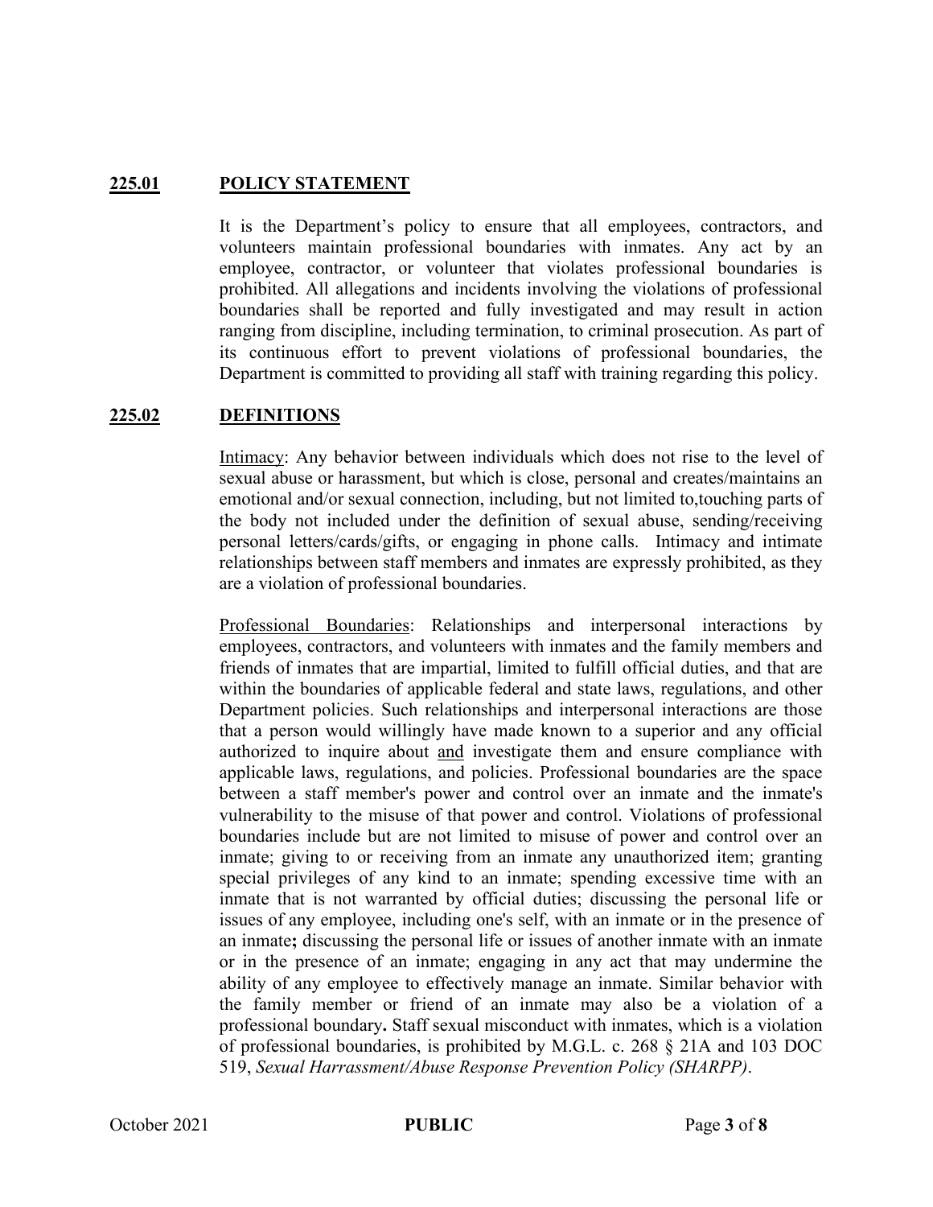## 225.01 POLICY STATEMENT

It is the Department's policy to ensure that all employees, contractors, and volunteers maintain professional boundaries with inmates. Any act by an employee, contractor, or volunteer that violates professional boundaries is prohibited. All allegations and incidents involving the violations of professional boundaries shall be reported and fully investigated and may result in action ranging from discipline, including termination, to criminal prosecution. As part of its continuous effort to prevent violations of professional boundaries, the Department is committed to providing all staff with training regarding this policy.

## 225.02 DEFINITIONS

Intimacy: Any behavior between individuals which does not rise to the level of sexual abuse or harassment, but which is close, personal and creates/maintains an emotional and/or sexual connection, including, but not limited to,touching parts of the body not included under the definition of sexual abuse, sending/receiving personal letters/cards/gifts, or engaging in phone calls. Intimacy and intimate relationships between staff members and inmates are expressly prohibited, as they are a violation of professional boundaries.

Professional Boundaries: Relationships and interpersonal interactions by employees, contractors, and volunteers with inmates and the family members and friends of inmates that are impartial, limited to fulfill official duties, and that are within the boundaries of applicable federal and state laws, regulations, and other Department policies. Such relationships and interpersonal interactions are those that a person would willingly have made known to a superior and any official authorized to inquire about and investigate them and ensure compliance with applicable laws, regulations, and policies. Professional boundaries are the space between a staff member's power and control over an inmate and the inmate's vulnerability to the misuse of that power and control. Violations of professional boundaries include but are not limited to misuse of power and control over an inmate; giving to or receiving from an inmate any unauthorized item; granting special privileges of any kind to an inmate; spending excessive time with an inmate that is not warranted by official duties; discussing the personal life or issues of any employee, including one's self, with an inmate or in the presence of an inmate**;** discussing the personal life or issues of another inmate with an inmate or in the presence of an inmate; engaging in any act that may undermine the ability of any employee to effectively manage an inmate. Similar behavior with the family member or friend of an inmate may also be a violation of a professional boundary**.** Staff sexual misconduct with inmates, which is a violation of professional boundaries, is prohibited by M.G.L. c. 268 § 21A and 103 DOC 519, *Sexual Harrassment/Abuse Response Prevention Policy (SHARPP)*.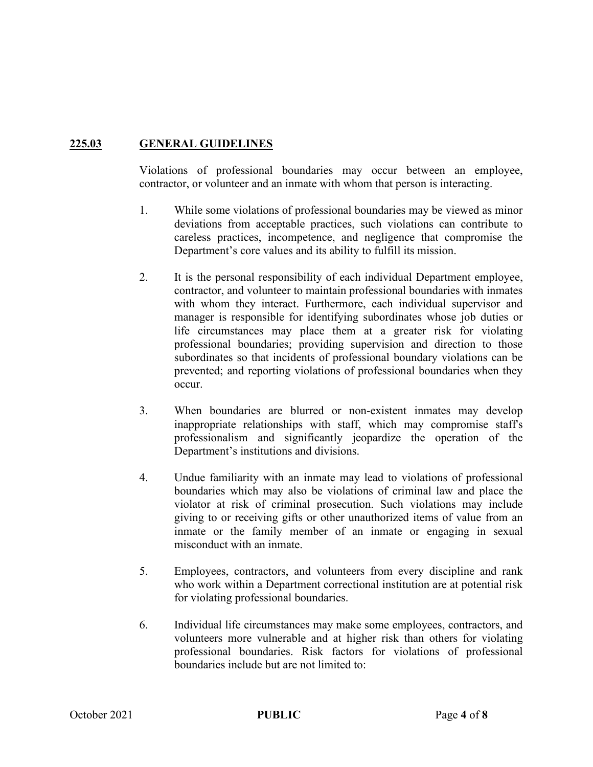## 225.03 GENERAL GUIDELINES

Violations of professional boundaries may occur between an employee, contractor, or volunteer and an inmate with whom that person is interacting.

1. While some violations of professional boundaries may be viewed as minor deviations from acceptable practices, such violations can contribute to careless practices, incompetence, and negligence that compromise the Department's core values and its ability to fulfill its mission.

2. It is the personal responsibility of each individual Department employee, contractor, and volunteer to maintain professional boundaries with inmates with whom they interact. Furthermore, each individual supervisor and manager is responsible for identifying subordinates whose job duties or life circumstances may place them at a greater risk for violating professional boundaries; providing supervision and direction to those subordinates so that incidents of professional boundary violations can be prevented; and reporting violations of professional boundaries when they occur.

3. When boundaries are blurred or non-existent inmates may develop inappropriate relationships with staff, which may compromise staff's professionalism and significantly jeopardize the operation of the Department's institutions and divisions.

4. Undue familiarity with an inmate may lead to violations of professional boundaries which may also be violations of criminal law and place the violator at risk of criminal prosecution. Such violations may include giving to or receiving gifts or other unauthorized items of value from an inmate or the family member of an inmate or engaging in sexual misconduct with an inmate.

5. Employees, contractors, and volunteers from every discipline and rank who work within a Department correctional institution are at potential risk for violating professional boundaries.

6. Individual life circumstances may make some employees, contractors, and volunteers more vulnerable and at higher risk than others for violating professional boundaries. Risk factors for violations of professional boundaries include but are not limited to: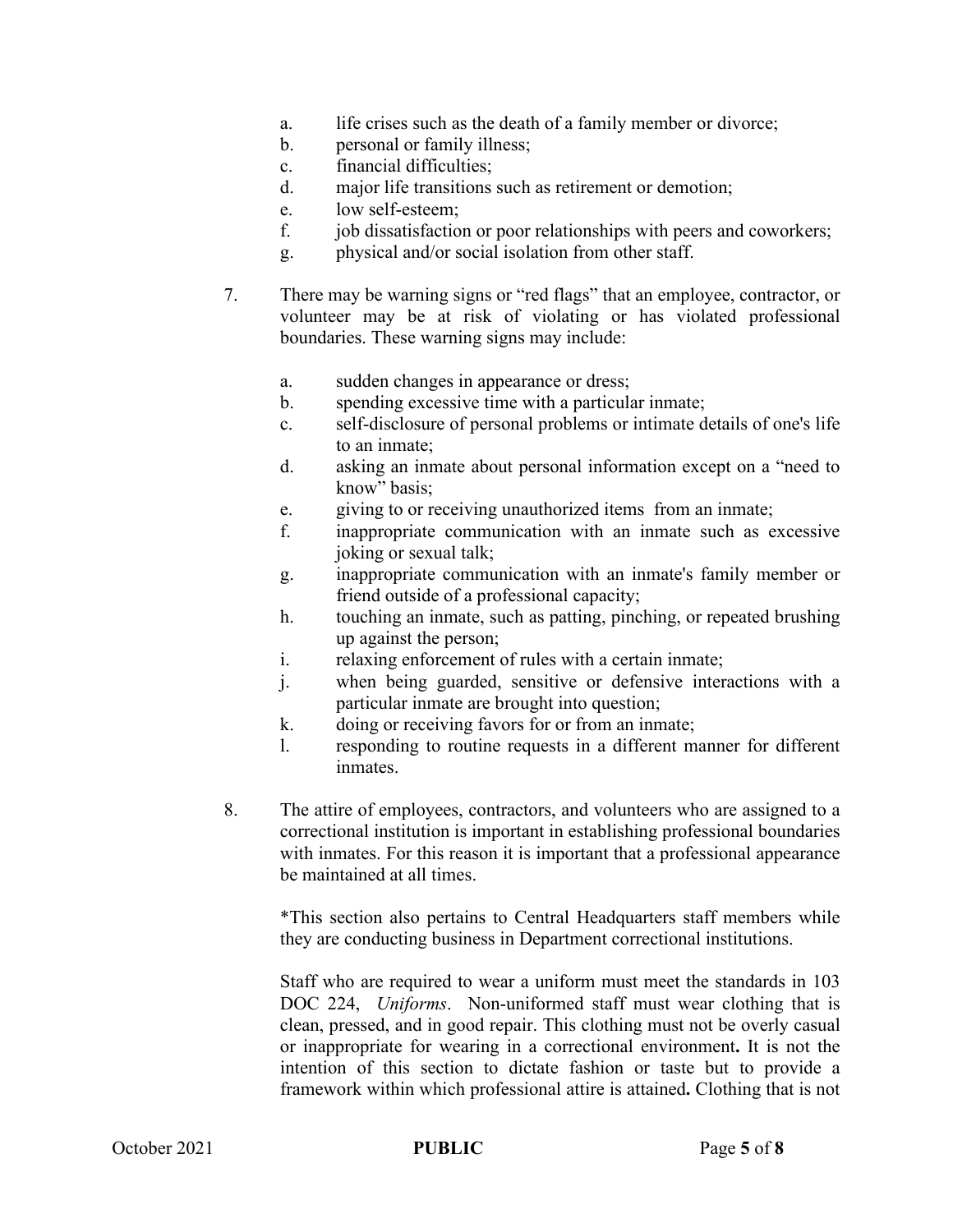a. life crises such as the death of a family member or divorce;
b. personal or family illness;
c. financial difficulties;
d. major life transitions such as retirement or demotion;
e. low self-esteem;
f. job dissatisfaction or poor relationships with peers and coworkers;
g. physical and/or social isolation from other staff.

7. There may be warning signs or "red flags" that an employee, contractor, or volunteer may be at risk of violating or has violated professional boundaries. These warning signs may include:

   a. sudden changes in appearance or dress;
   b. spending excessive time with a particular inmate;
   c. self-disclosure of personal problems or intimate details of one's life to an inmate;
   d. asking an inmate about personal information except on a "need to know" basis;
   e. giving to or receiving unauthorized items from an inmate;
   f. inappropriate communication with an inmate such as excessive joking or sexual talk;
   g. inappropriate communication with an inmate's family member or friend outside of a professional capacity;
   h. touching an inmate, such as patting, pinching, or repeated brushing up against the person;
   i. relaxing enforcement of rules with a certain inmate;
   j. when being guarded, sensitive or defensive interactions with a particular inmate are brought into question;
   k. doing or receiving favors for or from an inmate;
   l. responding to routine requests in a different manner for different inmates.

8. The attire of employees, contractors, and volunteers who are assigned to a correctional institution is important in establishing professional boundaries with inmates. For this reason it is important that a professional appearance be maintained at all times.

   *This section also pertains to Central Headquarters staff members while they are conducting business in Department correctional institutions.

   Staff who are required to wear a uniform must meet the standards in 103 DOC 224, *Uniforms*. Non-uniformed staff must wear clothing that is clean, pressed, and in good repair. This clothing must not be overly casual or inappropriate for wearing in a correctional environment**.** It is not the intention of this section to dictate fashion or taste but to provide a framework within which professional attire is attained**.** Clothing that is not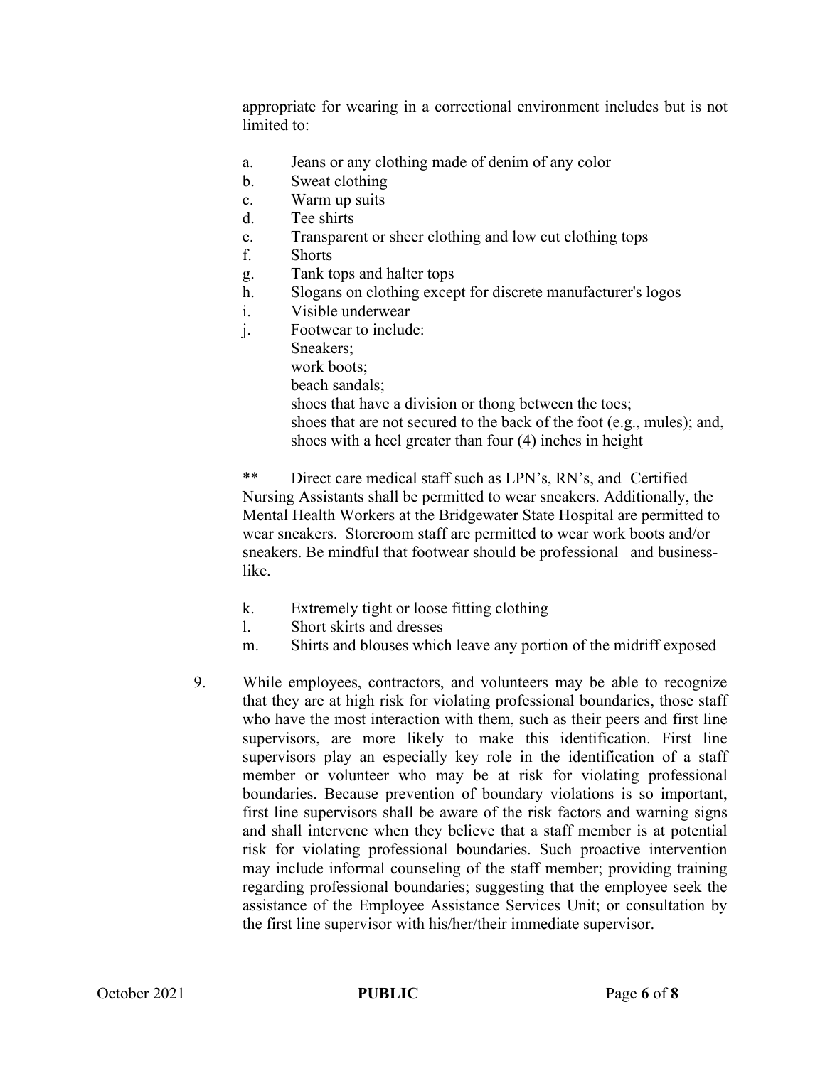appropriate for wearing in a correctional environment includes but is not limited to:

a. Jeans or any clothing made of denim of any color
b. Sweat clothing
c. Warm up suits
d. Tee shirts
e. Transparent or sheer clothing and low cut clothing tops
f. Shorts
g. Tank tops and halter tops
h. Slogans on clothing except for discrete manufacturer's logos
i. Visible underwear
j. Footwear to include:
   Sneakers;
   work boots;
   beach sandals;
   shoes that have a division or thong between the toes;
   shoes that are not secured to the back of the foot (e.g., mules); and,
   shoes with a heel greater than four (4) inches in height

** Direct care medical staff such as LPN's, RN's, and Certified Nursing Assistants shall be permitted to wear sneakers. Additionally, the Mental Health Workers at the Bridgewater State Hospital are permitted to wear sneakers. Storeroom staff are permitted to wear work boots and/or sneakers. Be mindful that footwear should be professional and business-like.

k. Extremely tight or loose fitting clothing
l. Short skirts and dresses
m. Shirts and blouses which leave any portion of the midriff exposed

9. While employees, contractors, and volunteers may be able to recognize that they are at high risk for violating professional boundaries, those staff who have the most interaction with them, such as their peers and first line supervisors, are more likely to make this identification. First line supervisors play an especially key role in the identification of a staff member or volunteer who may be at risk for violating professional boundaries. Because prevention of boundary violations is so important, first line supervisors shall be aware of the risk factors and warning signs and shall intervene when they believe that a staff member is at potential risk for violating professional boundaries. Such proactive intervention may include informal counseling of the staff member; providing training regarding professional boundaries; suggesting that the employee seek the assistance of the Employee Assistance Services Unit; or consultation by the first line supervisor with his/her/their immediate supervisor.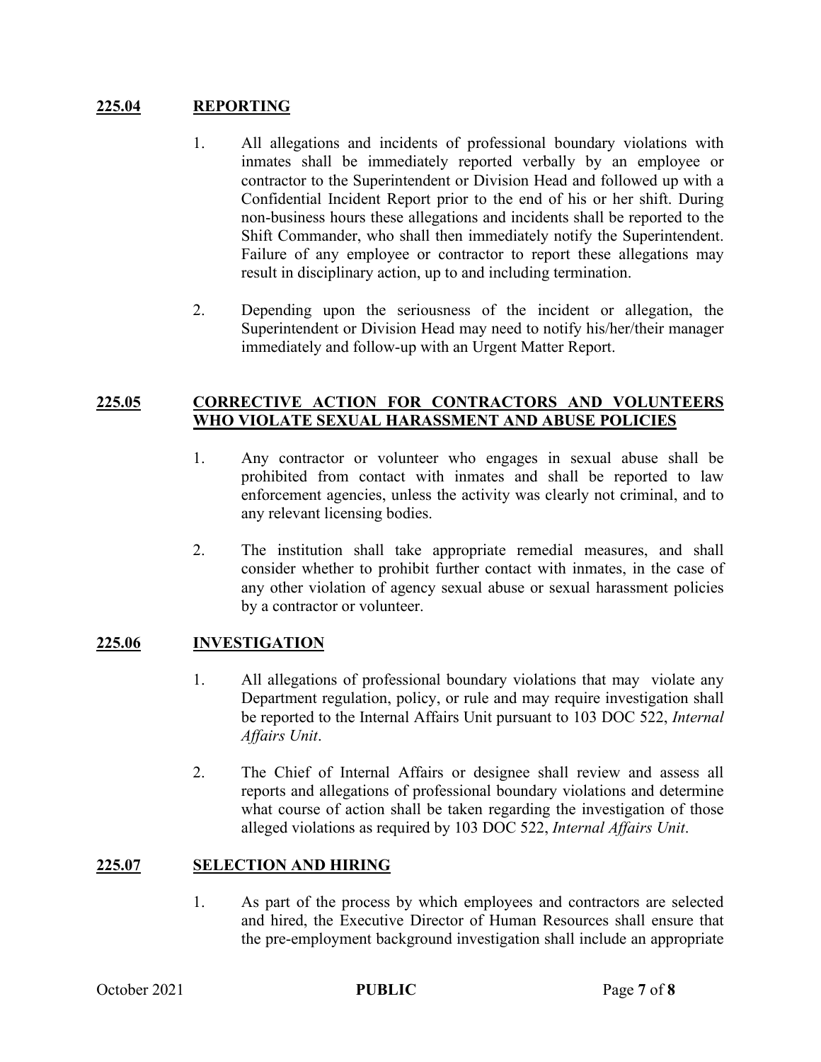## 225.04 REPORTING

1. All allegations and incidents of professional boundary violations with inmates shall be immediately reported verbally by an employee or contractor to the Superintendent or Division Head and followed up with a Confidential Incident Report prior to the end of his or her shift. During non-business hours these allegations and incidents shall be reported to the Shift Commander, who shall then immediately notify the Superintendent. Failure of any employee or contractor to report these allegations may result in disciplinary action, up to and including termination.

2. Depending upon the seriousness of the incident or allegation, the Superintendent or Division Head may need to notify his/her/their manager immediately and follow-up with an Urgent Matter Report.

## 225.05 CORRECTIVE ACTION FOR CONTRACTORS AND VOLUNTEERS WHO VIOLATE SEXUAL HARASSMENT AND ABUSE POLICIES

1. Any contractor or volunteer who engages in sexual abuse shall be prohibited from contact with inmates and shall be reported to law enforcement agencies, unless the activity was clearly not criminal, and to any relevant licensing bodies.

2. The institution shall take appropriate remedial measures, and shall consider whether to prohibit further contact with inmates, in the case of any other violation of agency sexual abuse or sexual harassment policies by a contractor or volunteer.

## 225.06 INVESTIGATION

1. All allegations of professional boundary violations that may violate any Department regulation, policy, or rule and may require investigation shall be reported to the Internal Affairs Unit pursuant to 103 DOC 522, *Internal Affairs Unit*.

2. The Chief of Internal Affairs or designee shall review and assess all reports and allegations of professional boundary violations and determine what course of action shall be taken regarding the investigation of those alleged violations as required by 103 DOC 522, *Internal Affairs Unit*.

## 225.07 SELECTION AND HIRING

1. As part of the process by which employees and contractors are selected and hired, the Executive Director of Human Resources shall ensure that the pre-employment background investigation shall include an appropriate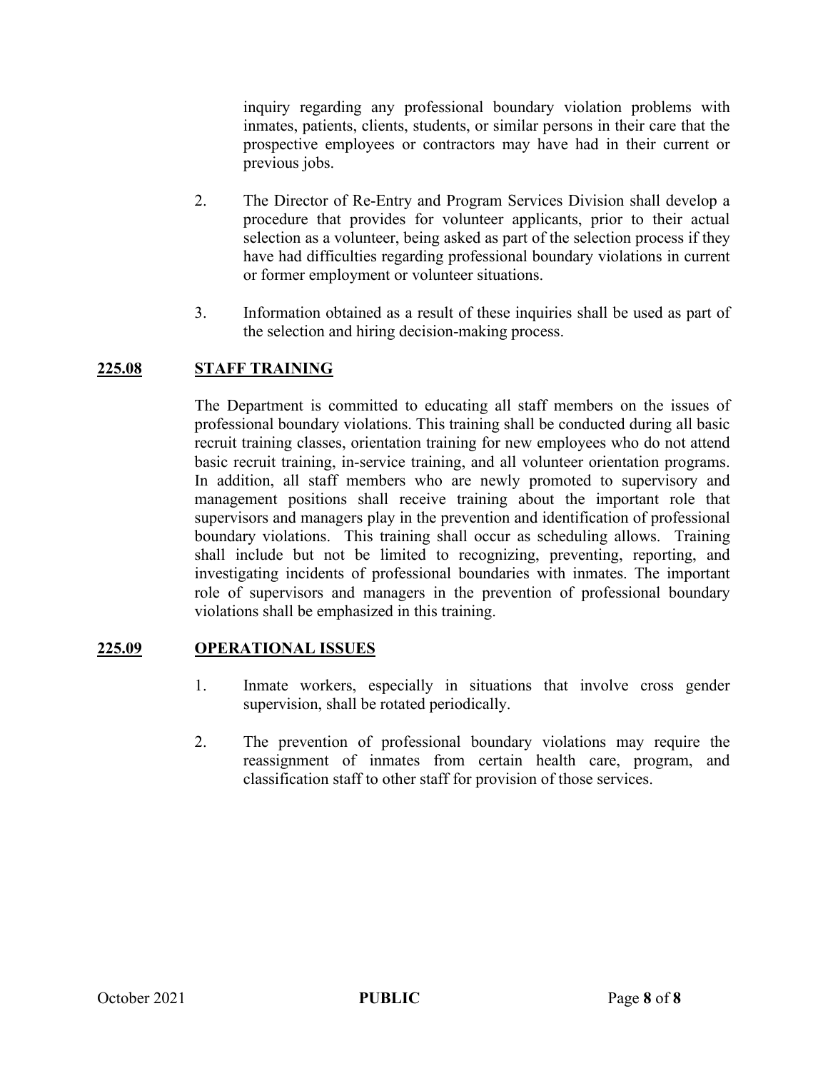inquiry regarding any professional boundary violation problems with inmates, patients, clients, students, or similar persons in their care that the prospective employees or contractors may have had in their current or previous jobs.

2. The Director of Re-Entry and Program Services Division shall develop a procedure that provides for volunteer applicants, prior to their actual selection as a volunteer, being asked as part of the selection process if they have had difficulties regarding professional boundary violations in current or former employment or volunteer situations.

3. Information obtained as a result of these inquiries shall be used as part of the selection and hiring decision-making process.

## 225.08 STAFF TRAINING

The Department is committed to educating all staff members on the issues of professional boundary violations. This training shall be conducted during all basic recruit training classes, orientation training for new employees who do not attend basic recruit training, in-service training, and all volunteer orientation programs. In addition, all staff members who are newly promoted to supervisory and management positions shall receive training about the important role that supervisors and managers play in the prevention and identification of professional boundary violations. This training shall occur as scheduling allows. Training shall include but not be limited to recognizing, preventing, reporting, and investigating incidents of professional boundaries with inmates. The important role of supervisors and managers in the prevention of professional boundary violations shall be emphasized in this training.

## 225.09 OPERATIONAL ISSUES

1. Inmate workers, especially in situations that involve cross gender supervision, shall be rotated periodically.

2. The prevention of professional boundary violations may require the reassignment of inmates from certain health care, program, and classification staff to other staff for provision of those services.